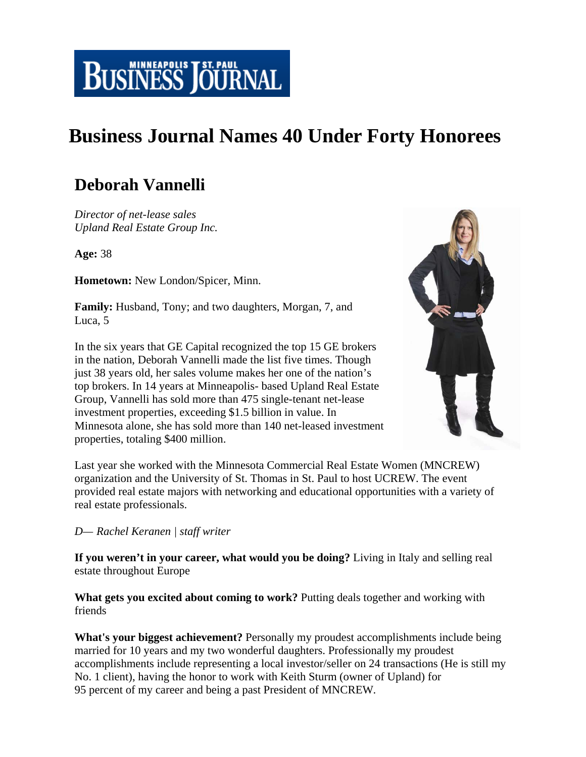MINNEAPOLIS ST. PAUL BUSINESS JOURNAL

# Business Journal Names 40 Under Forty Honorees

## Deborah Vannelli

*Director of net-lease sales*
*Upland Real Estate Group Inc.*

**Age:** 38

**Hometown:** New London/Spicer, Minn.

**Family:** Husband, Tony; and two daughters, Morgan, 7, and Luca, 5

In the six years that GE Capital recognized the top 15 GE brokers in the nation, Deborah Vannelli made the list five times. Though just 38 years old, her sales volume makes her one of the nation's top brokers. In 14 years at Minneapolis- based Upland Real Estate Group, Vannelli has sold more than 475 single-tenant net-lease investment properties, exceeding $1.5 billion in value. In Minnesota alone, she has sold more than 140 net-leased investment properties, totaling $400 million.

Last year she worked with the Minnesota Commercial Real Estate Women (MNCREW) organization and the University of St. Thomas in St. Paul to host UCREW. The event provided real estate majors with networking and educational opportunities with a variety of real estate professionals.

*D— Rachel Keranen | staff writer*

**If you weren't in your career, what would you be doing?** Living in Italy and selling real estate throughout Europe

**What gets you excited about coming to work?** Putting deals together and working with friends

**What's your biggest achievement?** Personally my proudest accomplishments include being married for 10 years and my two wonderful daughters. Professionally my proudest accomplishments include representing a local investor/seller on 24 transactions (He is still my No. 1 client), having the honor to work with Keith Sturm (owner of Upland) for 95 percent of my career and being a past President of MNCREW.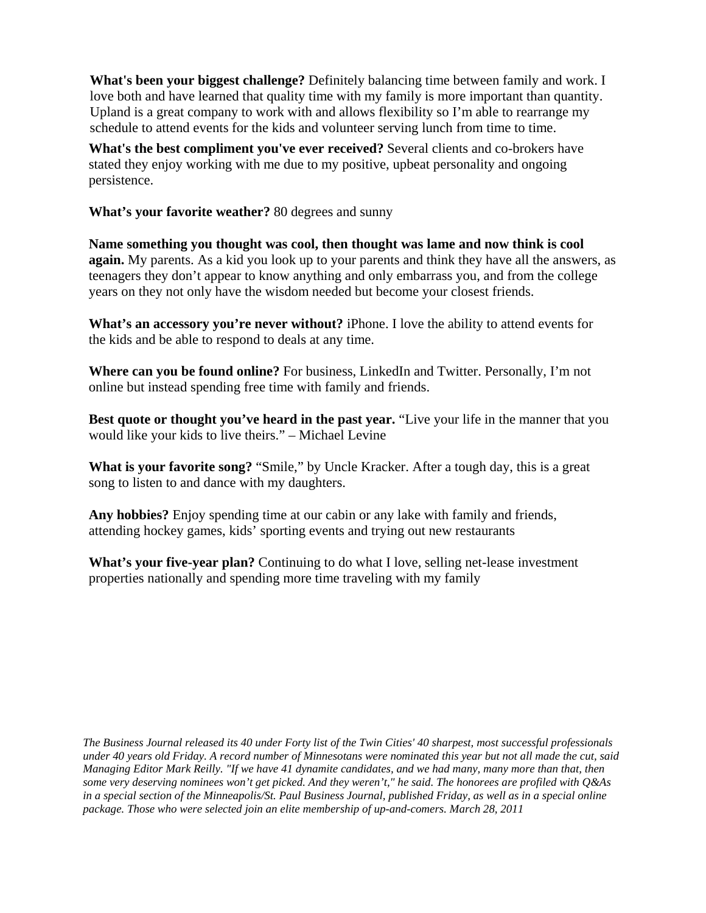**What's been your biggest challenge?** Definitely balancing time between family and work. I love both and have learned that quality time with my family is more important than quantity. Upland is a great company to work with and allows flexibility so I'm able to rearrange my schedule to attend events for the kids and volunteer serving lunch from time to time.

**What's the best compliment you've ever received?** Several clients and co-brokers have stated they enjoy working with me due to my positive, upbeat personality and ongoing persistence.

**What's your favorite weather?** 80 degrees and sunny

**Name something you thought was cool, then thought was lame and now think is cool again.** My parents. As a kid you look up to your parents and think they have all the answers, as teenagers they don't appear to know anything and only embarrass you, and from the college years on they not only have the wisdom needed but become your closest friends.

**What's an accessory you're never without?** iPhone. I love the ability to attend events for the kids and be able to respond to deals at any time.

**Where can you be found online?** For business, LinkedIn and Twitter. Personally, I'm not online but instead spending free time with family and friends.

**Best quote or thought you've heard in the past year.** "Live your life in the manner that you would like your kids to live theirs." – Michael Levine

**What is your favorite song?** "Smile," by Uncle Kracker. After a tough day, this is a great song to listen to and dance with my daughters.

**Any hobbies?** Enjoy spending time at our cabin or any lake with family and friends, attending hockey games, kids' sporting events and trying out new restaurants

**What's your five-year plan?** Continuing to do what I love, selling net-lease investment properties nationally and spending more time traveling with my family

*The Business Journal released its 40 under Forty list of the Twin Cities' 40 sharpest, most successful professionals under 40 years old Friday. A record number of Minnesotans were nominated this year but not all made the cut, said Managing Editor Mark Reilly. "If we have 41 dynamite candidates, and we had many, many more than that, then some very deserving nominees won't get picked. And they weren't," he said. The honorees are profiled with Q&As in a special section of the Minneapolis/St. Paul Business Journal, published Friday, as well as in a special online package. Those who were selected join an elite membership of up-and-comers. March 28, 2011*